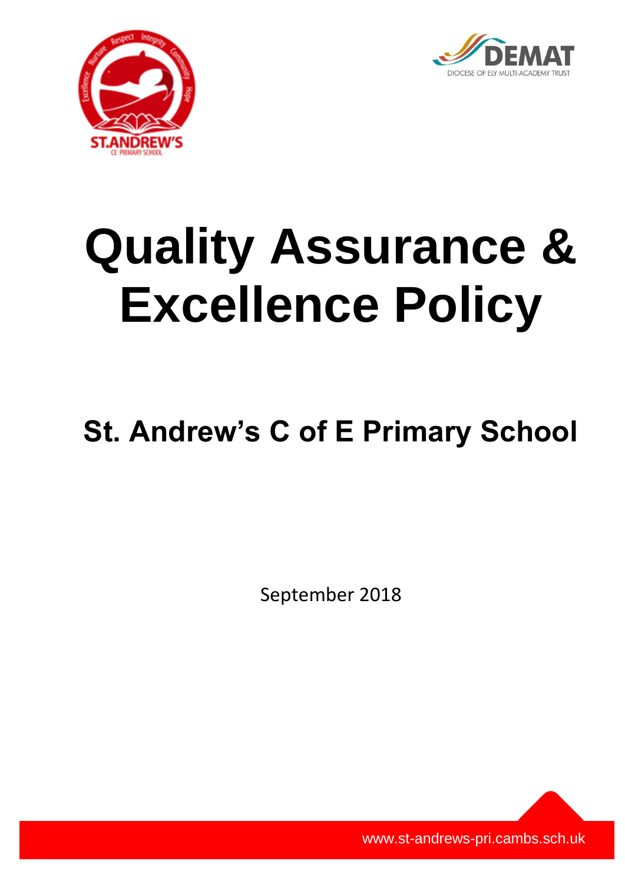# Quality Assurance & Excellence Policy

## St. Andrew's C of E Primary School

September 2018

www.st-andrews-pri.cambs.sch.uk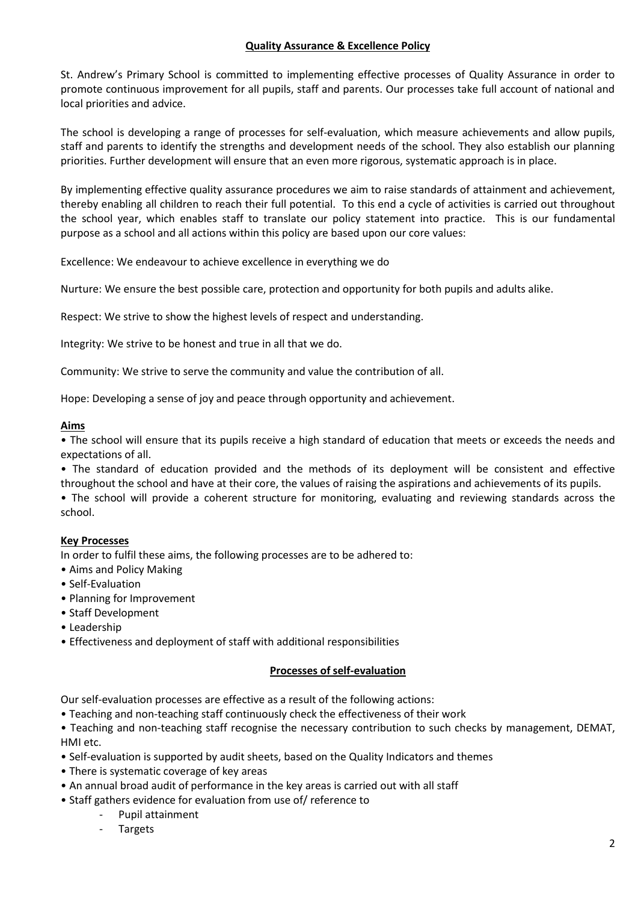## Quality Assurance & Excellence Policy

St. Andrew's Primary School is committed to implementing effective processes of Quality Assurance in order to promote continuous improvement for all pupils, staff and parents. Our processes take full account of national and local priorities and advice.

The school is developing a range of processes for self-evaluation, which measure achievements and allow pupils, staff and parents to identify the strengths and development needs of the school. They also establish our planning priorities. Further development will ensure that an even more rigorous, systematic approach is in place.

By implementing effective quality assurance procedures we aim to raise standards of attainment and achievement, thereby enabling all children to reach their full potential. To this end a cycle of activities is carried out throughout the school year, which enables staff to translate our policy statement into practice. This is our fundamental purpose as a school and all actions within this policy are based upon our core values:

Excellence: We endeavour to achieve excellence in everything we do

Nurture: We ensure the best possible care, protection and opportunity for both pupils and adults alike.

Respect: We strive to show the highest levels of respect and understanding.

Integrity: We strive to be honest and true in all that we do.

Community: We strive to serve the community and value the contribution of all.

Hope: Developing a sense of joy and peace through opportunity and achievement.

### Aims

- The school will ensure that its pupils receive a high standard of education that meets or exceeds the needs and expectations of all.
- The standard of education provided and the methods of its deployment will be consistent and effective throughout the school and have at their core, the values of raising the aspirations and achievements of its pupils.
- The school will provide a coherent structure for monitoring, evaluating and reviewing standards across the school.

### Key Processes

In order to fulfil these aims, the following processes are to be adhered to:

- Aims and Policy Making
- Self-Evaluation
- Planning for Improvement
- Staff Development
- Leadership
- Effectiveness and deployment of staff with additional responsibilities

## Processes of self-evaluation

Our self-evaluation processes are effective as a result of the following actions:

- Teaching and non-teaching staff continuously check the effectiveness of their work
- Teaching and non-teaching staff recognise the necessary contribution to such checks by management, DEMAT, HMI etc.
- Self-evaluation is supported by audit sheets, based on the Quality Indicators and themes
- There is systematic coverage of key areas
- An annual broad audit of performance in the key areas is carried out with all staff
- Staff gathers evidence for evaluation from use of/ reference to
  - Pupil attainment
  - Targets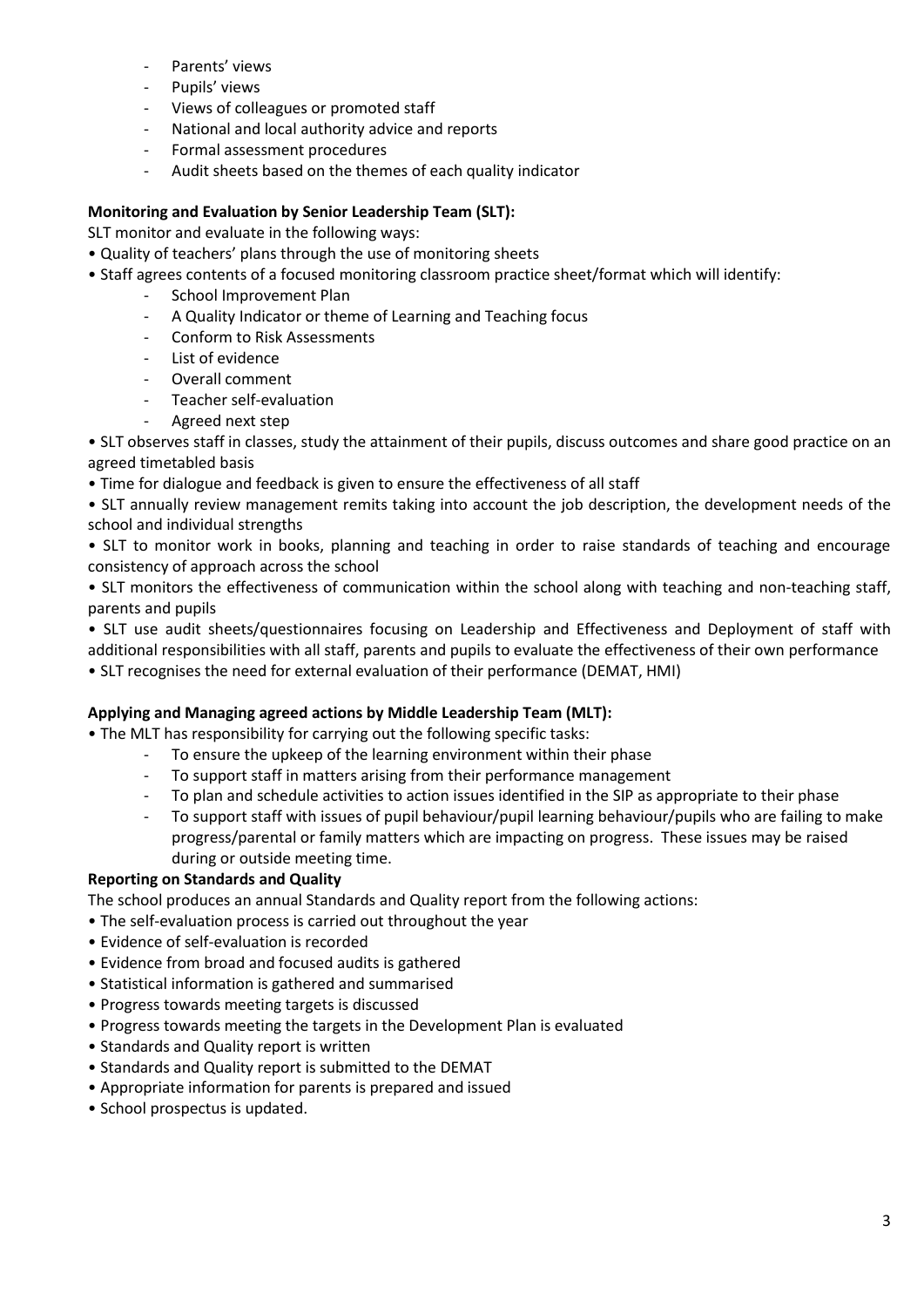- Parents' views
- Pupils' views
- Views of colleagues or promoted staff
- National and local authority advice and reports
- Formal assessment procedures
- Audit sheets based on the themes of each quality indicator

**Monitoring and Evaluation by Senior Leadership Team (SLT):**

SLT monitor and evaluate in the following ways:

- Quality of teachers' plans through the use of monitoring sheets
- Staff agrees contents of a focused monitoring classroom practice sheet/format which will identify:
  - School Improvement Plan
  - A Quality Indicator or theme of Learning and Teaching focus
  - Conform to Risk Assessments
  - List of evidence
  - Overall comment
  - Teacher self-evaluation
  - Agreed next step
- SLT observes staff in classes, study the attainment of their pupils, discuss outcomes and share good practice on an agreed timetabled basis
- Time for dialogue and feedback is given to ensure the effectiveness of all staff
- SLT annually review management remits taking into account the job description, the development needs of the school and individual strengths
- SLT to monitor work in books, planning and teaching in order to raise standards of teaching and encourage consistency of approach across the school
- SLT monitors the effectiveness of communication within the school along with teaching and non-teaching staff, parents and pupils
- SLT use audit sheets/questionnaires focusing on Leadership and Effectiveness and Deployment of staff with additional responsibilities with all staff, parents and pupils to evaluate the effectiveness of their own performance
- SLT recognises the need for external evaluation of their performance (DEMAT, HMI)

**Applying and Managing agreed actions by Middle Leadership Team (MLT):**

- The MLT has responsibility for carrying out the following specific tasks:
  - To ensure the upkeep of the learning environment within their phase
  - To support staff in matters arising from their performance management
  - To plan and schedule activities to action issues identified in the SIP as appropriate to their phase
  - To support staff with issues of pupil behaviour/pupil learning behaviour/pupils who are failing to make progress/parental or family matters which are impacting on progress. These issues may be raised during or outside meeting time.

**Reporting on Standards and Quality**

The school produces an annual Standards and Quality report from the following actions:

- The self-evaluation process is carried out throughout the year
- Evidence of self-evaluation is recorded
- Evidence from broad and focused audits is gathered
- Statistical information is gathered and summarised
- Progress towards meeting targets is discussed
- Progress towards meeting the targets in the Development Plan is evaluated
- Standards and Quality report is written
- Standards and Quality report is submitted to the DEMAT
- Appropriate information for parents is prepared and issued
- School prospectus is updated.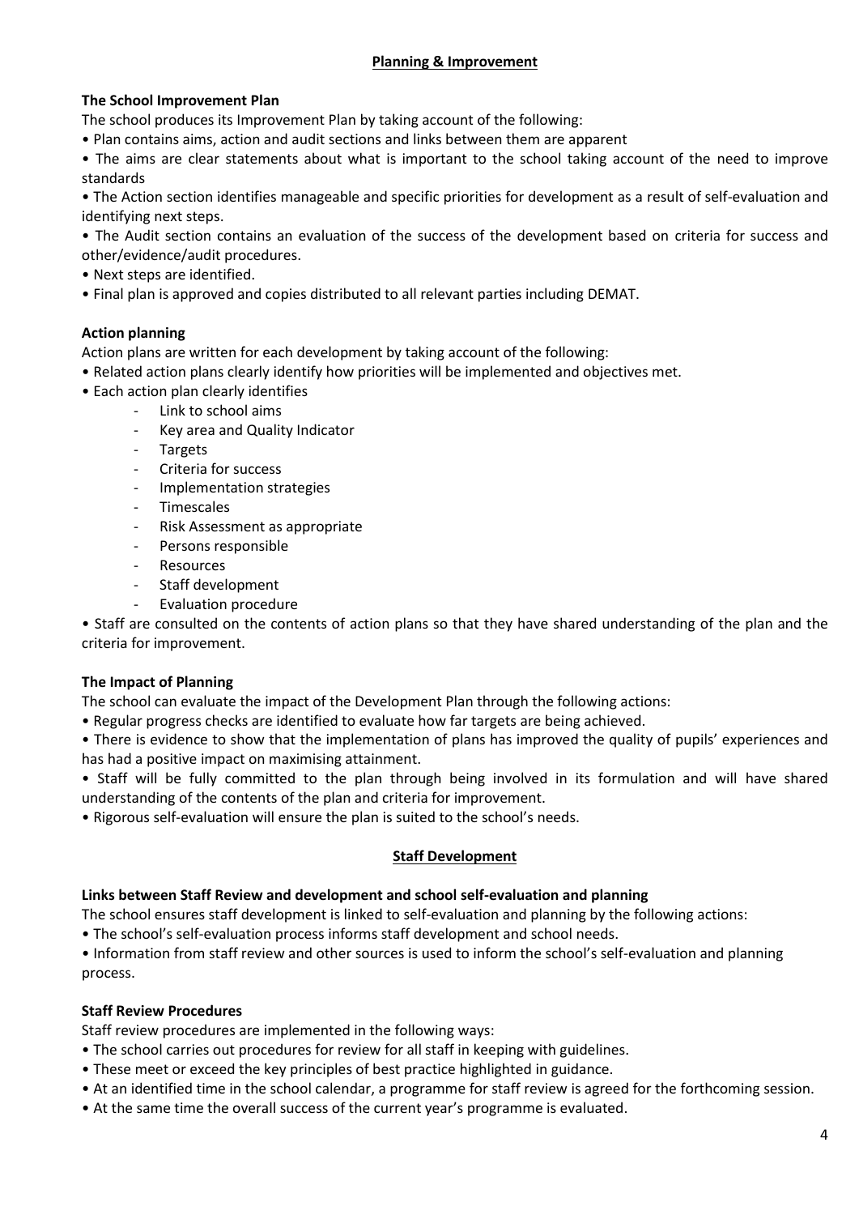## Planning & Improvement

### The School Improvement Plan

The school produces its Improvement Plan by taking account of the following:

- Plan contains aims, action and audit sections and links between them are apparent
- The aims are clear statements about what is important to the school taking account of the need to improve standards
- The Action section identifies manageable and specific priorities for development as a result of self-evaluation and identifying next steps.
- The Audit section contains an evaluation of the success of the development based on criteria for success and other/evidence/audit procedures.
- Next steps are identified.
- Final plan is approved and copies distributed to all relevant parties including DEMAT.

### Action planning

Action plans are written for each development by taking account of the following:

- Related action plans clearly identify how priorities will be implemented and objectives met.
- Each action plan clearly identifies
    - Link to school aims
    - Key area and Quality Indicator
    - Targets
    - Criteria for success
    - Implementation strategies
    - Timescales
    - Risk Assessment as appropriate
    - Persons responsible
    - Resources
    - Staff development
    - Evaluation procedure
- Staff are consulted on the contents of action plans so that they have shared understanding of the plan and the criteria for improvement.

### The Impact of Planning

The school can evaluate the impact of the Development Plan through the following actions:

- Regular progress checks are identified to evaluate how far targets are being achieved.
- There is evidence to show that the implementation of plans has improved the quality of pupils' experiences and has had a positive impact on maximising attainment.
- Staff will be fully committed to the plan through being involved in its formulation and will have shared understanding of the contents of the plan and criteria for improvement.
- Rigorous self-evaluation will ensure the plan is suited to the school's needs.

## Staff Development

### Links between Staff Review and development and school self-evaluation and planning

The school ensures staff development is linked to self-evaluation and planning by the following actions:

- The school's self-evaluation process informs staff development and school needs.
- Information from staff review and other sources is used to inform the school's self-evaluation and planning process.

### Staff Review Procedures

Staff review procedures are implemented in the following ways:

- The school carries out procedures for review for all staff in keeping with guidelines.
- These meet or exceed the key principles of best practice highlighted in guidance.
- At an identified time in the school calendar, a programme for staff review is agreed for the forthcoming session.
- At the same time the overall success of the current year's programme is evaluated.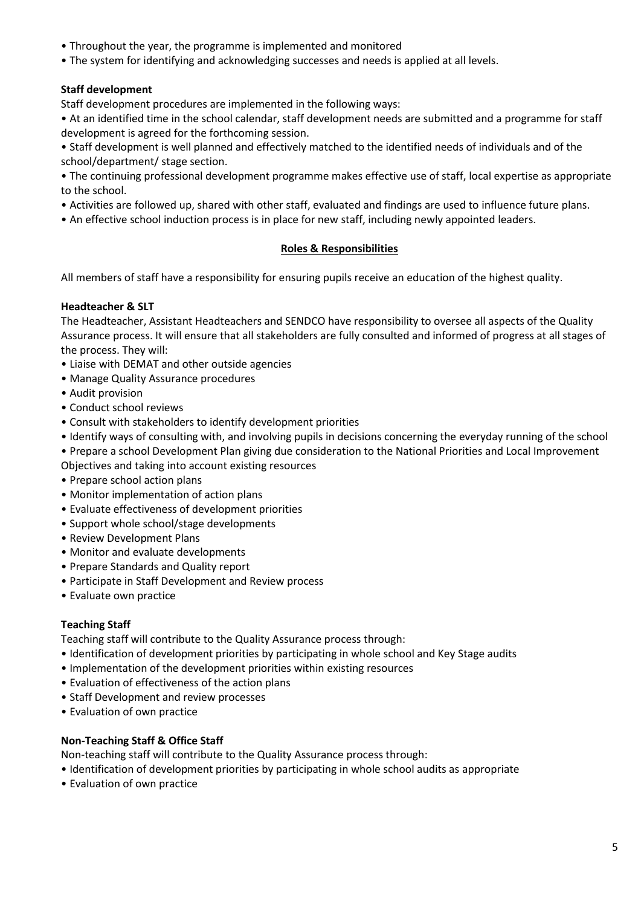- Throughout the year, the programme is implemented and monitored
- The system for identifying and acknowledging successes and needs is applied at all levels.

**Staff development**

Staff development procedures are implemented in the following ways:

- At an identified time in the school calendar, staff development needs are submitted and a programme for staff development is agreed for the forthcoming session.
- Staff development is well planned and effectively matched to the identified needs of individuals and of the school/department/ stage section.
- The continuing professional development programme makes effective use of staff, local expertise as appropriate to the school.
- Activities are followed up, shared with other staff, evaluated and findings are used to influence future plans.
- An effective school induction process is in place for new staff, including newly appointed leaders.

## Roles & Responsibilities

All members of staff have a responsibility for ensuring pupils receive an education of the highest quality.

**Headteacher & SLT**

The Headteacher, Assistant Headteachers and SENDCO have responsibility to oversee all aspects of the Quality Assurance process. It will ensure that all stakeholders are fully consulted and informed of progress at all stages of the process. They will:

- Liaise with DEMAT and other outside agencies
- Manage Quality Assurance procedures
- Audit provision
- Conduct school reviews
- Consult with stakeholders to identify development priorities
- Identify ways of consulting with, and involving pupils in decisions concerning the everyday running of the school
- Prepare a school Development Plan giving due consideration to the National Priorities and Local Improvement Objectives and taking into account existing resources
- Prepare school action plans
- Monitor implementation of action plans
- Evaluate effectiveness of development priorities
- Support whole school/stage developments
- Review Development Plans
- Monitor and evaluate developments
- Prepare Standards and Quality report
- Participate in Staff Development and Review process
- Evaluate own practice

**Teaching Staff**

Teaching staff will contribute to the Quality Assurance process through:

- Identification of development priorities by participating in whole school and Key Stage audits
- Implementation of the development priorities within existing resources
- Evaluation of effectiveness of the action plans
- Staff Development and review processes
- Evaluation of own practice

**Non-Teaching Staff & Office Staff**

Non-teaching staff will contribute to the Quality Assurance process through:

- Identification of development priorities by participating in whole school audits as appropriate
- Evaluation of own practice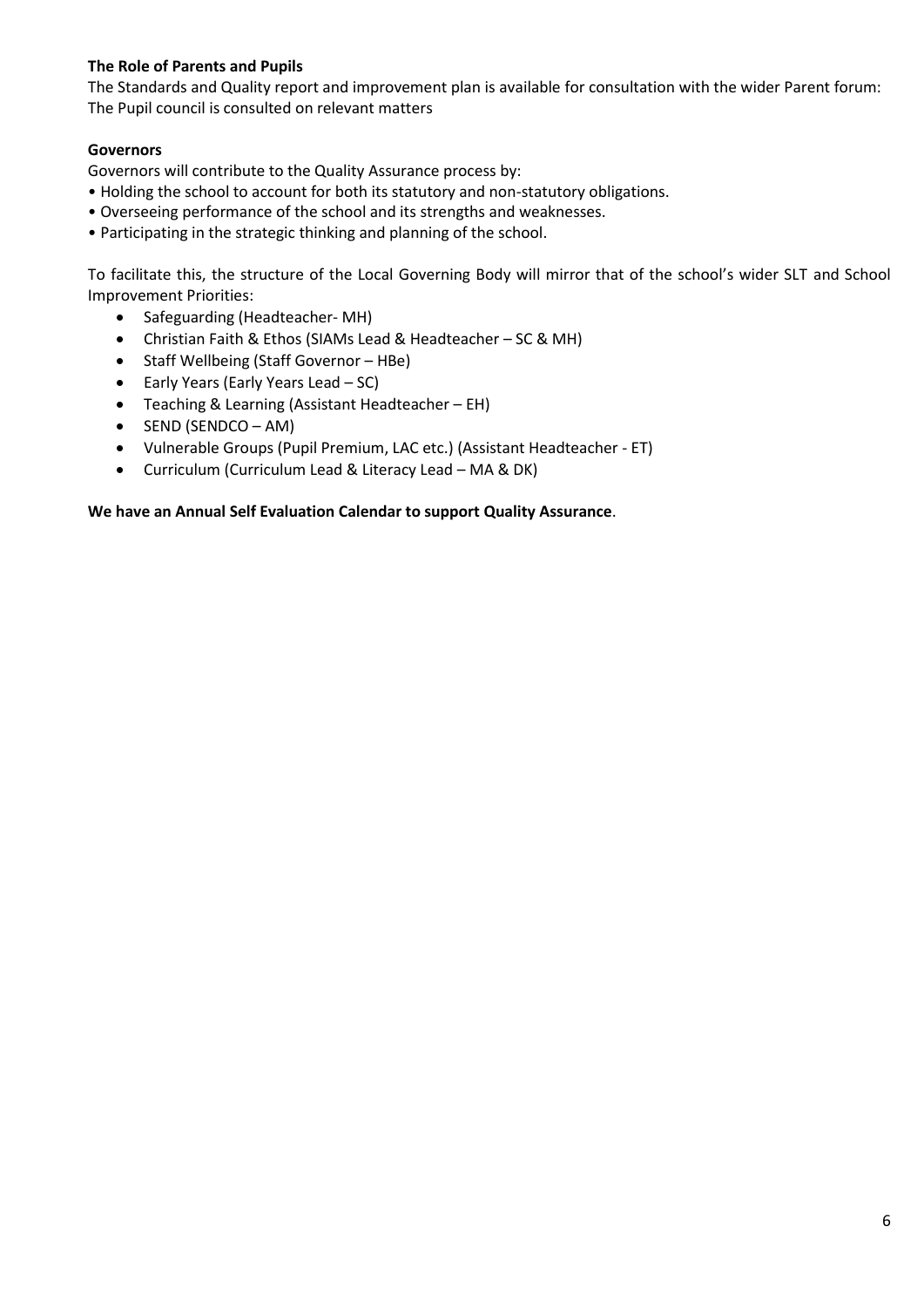**The Role of Parents and Pupils**

The Standards and Quality report and improvement plan is available for consultation with the wider Parent forum:
The Pupil council is consulted on relevant matters

**Governors**

Governors will contribute to the Quality Assurance process by:

- Holding the school to account for both its statutory and non-statutory obligations.
- Overseeing performance of the school and its strengths and weaknesses.
- Participating in the strategic thinking and planning of the school.

To facilitate this, the structure of the Local Governing Body will mirror that of the school's wider SLT and School Improvement Priorities:

- Safeguarding (Headteacher- MH)
- Christian Faith & Ethos (SIAMs Lead & Headteacher – SC & MH)
- Staff Wellbeing (Staff Governor – HBe)
- Early Years (Early Years Lead – SC)
- Teaching & Learning (Assistant Headteacher – EH)
- SEND (SENDCO – AM)
- Vulnerable Groups (Pupil Premium, LAC etc.) (Assistant Headteacher - ET)
- Curriculum (Curriculum Lead & Literacy Lead – MA & DK)

**We have an Annual Self Evaluation Calendar to support Quality Assurance**.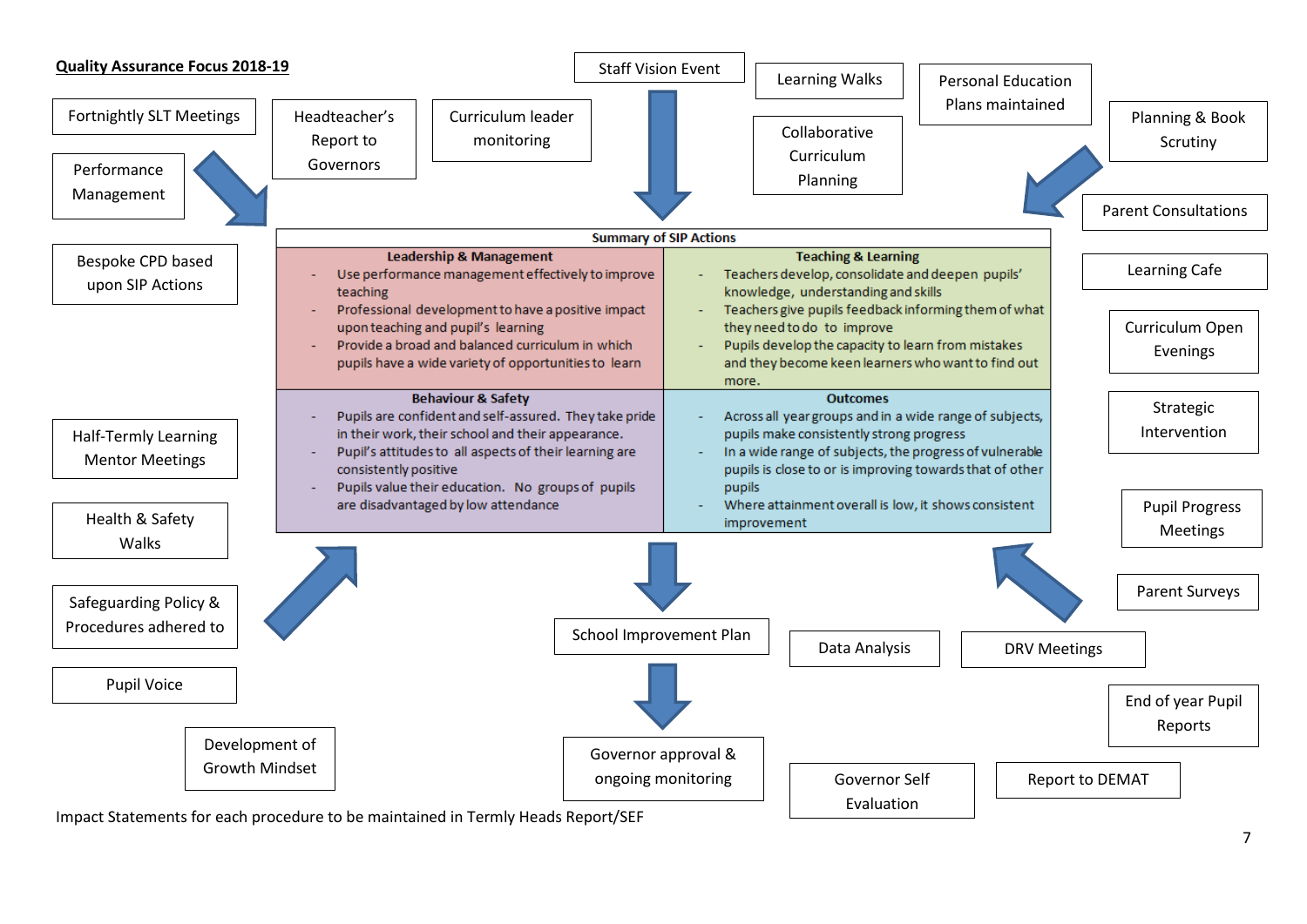## Quality Assurance Focus 2018-19

- Fortnightly SLT Meetings
- Performance Management
- Headteacher's Report to Governors
- Curriculum leader monitoring
- Staff Vision Event
- Learning Walks
- Collaborative Curriculum Planning
- Personal Education Plans maintained
- Planning & Book Scrutiny
- Parent Consultations
- Learning Cafe
- Curriculum Open Evenings
- Strategic Intervention
- Pupil Progress Meetings
- Parent Surveys
- Bespoke CPD based upon SIP Actions
- Half-Termly Learning Mentor Meetings
- Health & Safety Walks
- Safeguarding Policy & Procedures adhered to
- Pupil Voice
- Development of Growth Mindset

**Summary of SIP Actions**

| Leadership & Management | Teaching & Learning |
|---|---|
| - Use performance management effectively to improve teaching<br>- Professional development to have a positive impact upon teaching and pupil's learning<br>- Provide a broad and balanced curriculum in which pupils have a wide variety of opportunities to learn | - Teachers develop, consolidate and deepen pupils' knowledge, understanding and skills<br>- Teachers give pupils feedback informing them of what they need to do to improve<br>- Pupils develop the capacity to learn from mistakes and they become keen learners who want to find out more. |
| **Behaviour & Safety** | **Outcomes** |
| - Pupils are confident and self-assured. They take pride in their work, their school and their appearance.<br>- Pupil's attitudes to all aspects of their learning are consistently positive<br>- Pupils value their education. No groups of pupils are disadvantaged by low attendance | - Across all year groups and in a wide range of subjects, pupils make consistently strong progress<br>- In a wide range of subjects, the progress of vulnerable pupils is close to or is improving towards that of other pupils<br>- Where attainment overall is low, it shows consistent improvement |

School Improvement Plan → Governor approval & ongoing monitoring

- Data Analysis
- DRV Meetings
- End of year Pupil Reports
- Governor Self Evaluation
- Report to DEMAT

Impact Statements for each procedure to be maintained in Termly Heads Report/SEF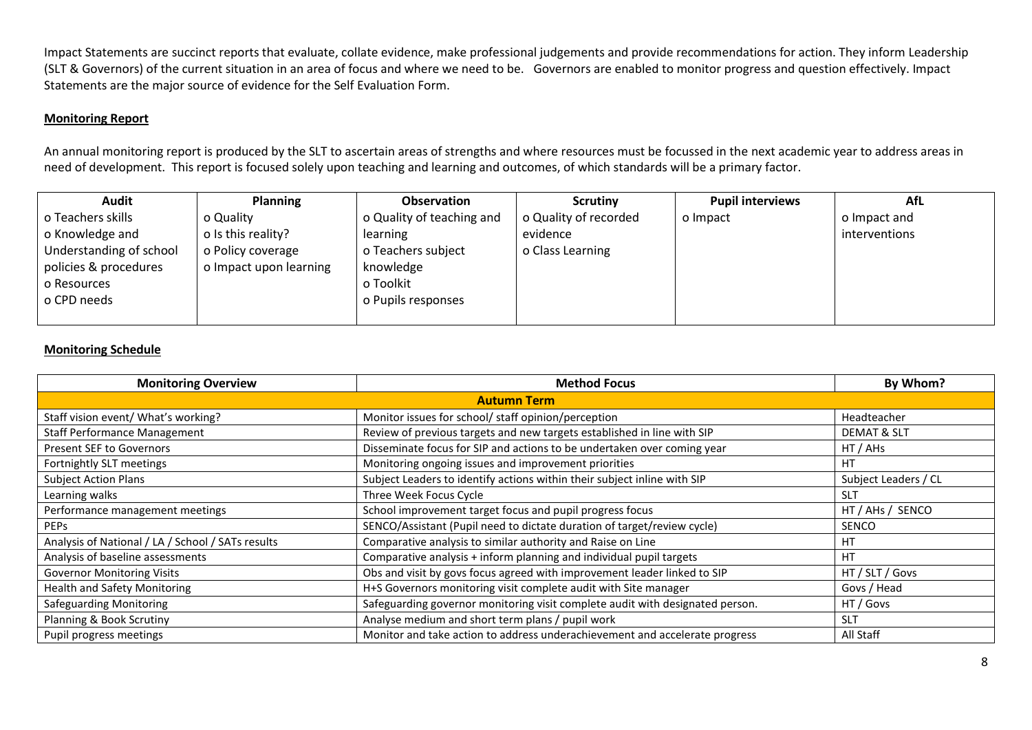Impact Statements are succinct reports that evaluate, collate evidence, make professional judgements and provide recommendations for action. They inform Leadership (SLT & Governors) of the current situation in an area of focus and where we need to be. Governors are enabled to monitor progress and question effectively. Impact Statements are the major source of evidence for the Self Evaluation Form.

**Monitoring Report**

An annual monitoring report is produced by the SLT to ascertain areas of strengths and where resources must be focussed in the next academic year to address areas in need of development. This report is focused solely upon teaching and learning and outcomes, of which standards will be a primary factor.

| Audit | Planning | Observation | Scrutiny | Pupil interviews | AfL |
|---|---|---|---|---|---|
| o Teachers skills<br>o Knowledge and Understanding of school policies & procedures<br>o Resources<br>o CPD needs | o Quality<br>o Is this reality?<br>o Policy coverage<br>o Impact upon learning | o Quality of teaching and learning<br>o Teachers subject knowledge<br>o Toolkit<br>o Pupils responses | o Quality of recorded evidence<br>o Class Learning | o Impact | o Impact and interventions |

**Monitoring Schedule**

| Monitoring Overview | Method Focus | By Whom? |
|---|---|---|
| **Autumn Term** | | |
| Staff vision event/ What's working? | Monitor issues for school/ staff opinion/perception | Headteacher |
| Staff Performance Management | Review of previous targets and new targets established in line with SIP | DEMAT & SLT |
| Present SEF to Governors | Disseminate focus for SIP and actions to be undertaken over coming year | HT / AHs |
| Fortnightly SLT meetings | Monitoring ongoing issues and improvement priorities | HT |
| Subject Action Plans | Subject Leaders to identify actions within their subject inline with SIP | Subject Leaders / CL |
| Learning walks | Three Week Focus Cycle | SLT |
| Performance management meetings | School improvement target focus and pupil progress focus | HT / AHs / SENCO |
| PEPs | SENCO/Assistant (Pupil need to dictate duration of target/review cycle) | SENCO |
| Analysis of National / LA / School / SATs results | Comparative analysis to similar authority and Raise on Line | HT |
| Analysis of baseline assessments | Comparative analysis + inform planning and individual pupil targets | HT |
| Governor Monitoring Visits | Obs and visit by govs focus agreed with improvement leader linked to SIP | HT / SLT / Govs |
| Health and Safety Monitoring | H+S Governors monitoring visit complete audit with Site manager | Govs / Head |
| Safeguarding Monitoring | Safeguarding governor monitoring visit complete audit with designated person. | HT / Govs |
| Planning & Book Scrutiny | Analyse medium and short term plans / pupil work | SLT |
| Pupil progress meetings | Monitor and take action to address underachievement and accelerate progress | All Staff |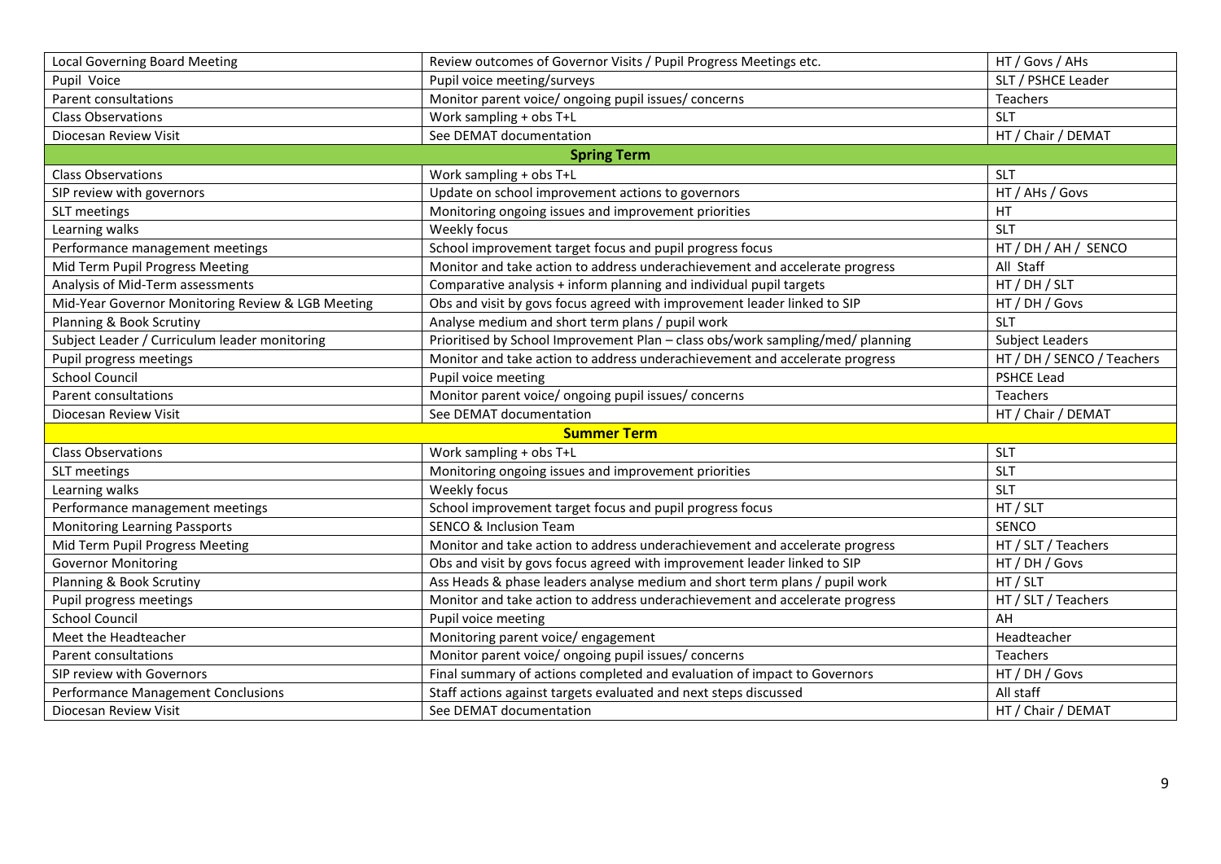| | | |
|---|---|---|
| Local Governing Board Meeting | Review outcomes of Governor Visits / Pupil Progress Meetings etc. | HT / Govs / AHs |
| Pupil Voice | Pupil voice meeting/surveys | SLT / PSHCE Leader |
| Parent consultations | Monitor parent voice/ ongoing pupil issues/ concerns | Teachers |
| Class Observations | Work sampling + obs T+L | SLT |
| Diocesan Review Visit | See DEMAT documentation | HT / Chair / DEMAT |
| **Spring Term** | | |
| Class Observations | Work sampling + obs T+L | SLT |
| SIP review with governors | Update on school improvement actions to governors | HT / AHs / Govs |
| SLT meetings | Monitoring ongoing issues and improvement priorities | HT |
| Learning walks | Weekly focus | SLT |
| Performance management meetings | School improvement target focus and pupil progress focus | HT / DH / AH / SENCO |
| Mid Term Pupil Progress Meeting | Monitor and take action to address underachievement and accelerate progress | All Staff |
| Analysis of Mid-Term assessments | Comparative analysis + inform planning and individual pupil targets | HT / DH / SLT |
| Mid-Year Governor Monitoring Review & LGB Meeting | Obs and visit by govs focus agreed with improvement leader linked to SIP | HT / DH / Govs |
| Planning & Book Scrutiny | Analyse medium and short term plans / pupil work | SLT |
| Subject Leader / Curriculum leader monitoring | Prioritised by School Improvement Plan – class obs/work sampling/ planning | Subject Leaders |
| Pupil progress meetings | Monitor and take action to address underachievement and accelerate progress | HT / DH / SENCO / Teachers |
| School Council | Pupil voice meeting | PSHCE Lead |
| Parent consultations | Monitor parent voice/ ongoing pupil issues/ concerns | Teachers |
| Diocesan Review Visit | See DEMAT documentation | HT / Chair / DEMAT |
| **Summer Term** | | |
| Class Observations | Work sampling + obs T+L | SLT |
| SLT meetings | Monitoring ongoing issues and improvement priorities | SLT |
| Learning walks | Weekly focus | SLT |
| Performance management meetings | School improvement target focus and pupil progress focus | HT / SLT |
| Monitoring Learning Passports | SENCO & Inclusion Team | SENCO |
| Mid Term Pupil Progress Meeting | Monitor and take action to address underachievement and accelerate progress | HT / SLT / Teachers |
| Governor Monitoring | Obs and visit by govs focus agreed with improvement leader linked to SIP | HT / DH / Govs |
| Planning & Book Scrutiny | Ass Heads & phase leaders analyse medium and short term plans / pupil work | HT / SLT |
| Pupil progress meetings | Monitor and take action to address underachievement and accelerate progress | HT / SLT / Teachers |
| School Council | Pupil voice meeting | AH |
| Meet the Headteacher | Monitoring parent voice/ engagement | Headteacher |
| Parent consultations | Monitor parent voice/ ongoing pupil issues/ concerns | Teachers |
| SIP review with Governors | Final summary of actions completed and evaluation of impact to Governors | HT / DH / Govs |
| Performance Management Conclusions | Staff actions against targets evaluated and next steps discussed | All staff |
| Diocesan Review Visit | See DEMAT documentation | HT / Chair / DEMAT |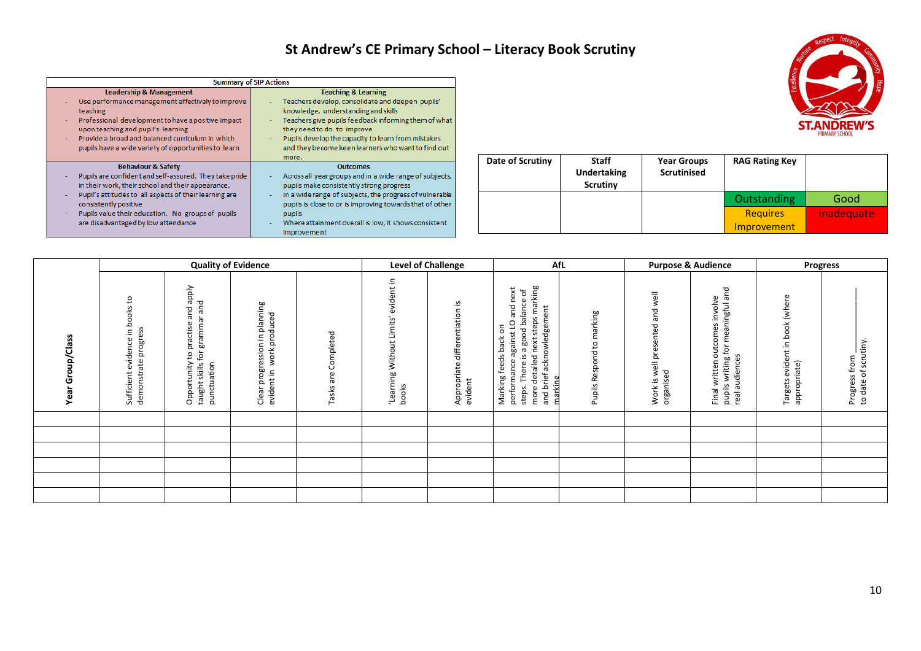# St Andrew's CE Primary School – Literacy Book Scrutiny

| Summary of SIP Actions | |
|---|---|
| **Leadership & Management** | **Teaching & Learning** |
| - Use performance management effectively to improve teaching<br>- Professional development to have a positive impact upon teaching and pupil's learning<br>- Provide a broad and balanced curriculum in which pupils have a wide variety of opportunities to learn | - Teachers develop, consolidate and deepen pupils' knowledge, understanding and skills<br>- Teachers give pupils feedback informing them of what they need to do to improve<br>- Pupils develop the capacity to learn from mistakes and they become keen learners who want to find out more. |
| **Behaviour & Safety** | **Outcomes** |
| - Pupils are confident and self-assured. They take pride in their work, their school and their appearance.<br>- Pupil's attitudes to all aspects of their learning are consistently positive<br>- Pupils value their education. No groups of pupils are disadvantaged by low attendance | - Across all year groups and in a wide range of subjects, pupils make consistently strong progress<br>- In a wide range of subjects, the progress of vulnerable pupils is close to or is improving towards that of other pupils<br>- Where attainment overall is low, it shows consistent improvement |

| Date of Scrutiny | Staff Undertaking Scrutiny | Year Groups Scrutinised | RAG Rating Key | |
|---|---|---|---|---|
| | | | Outstanding | Good |
| | | | Requires Improvement | Inadequate |

| Year Group/Class | Quality of Evidence | | | | Level of Challenge | | AfL | | Purpose & Audience | | Progress | |
|---|---|---|---|---|---|---|---|---|---|---|---|---|
| | Sufficient evidence in books to demonstrate progress | Opportunity to practise and apply taught skills for grammar and punctuation | Clear progression in planning evident in work produced | Tasks are Completed | 'Learning Without Limits' evident in books | Appropriate differentiation is evident | Marking feeds back on performance against LO and next steps. There is a good balance of more detailed next steps marking and brief acknowledgement marking | Pupils Respond to marking | Work is well presented and well organised | Final written outcomes involve pupils writing for meaningful and real audiences | Targets evident in book (where appropriate) | Progress from ________ to date of scrutiny. |
| | | | | | | | | | | | | |
| | | | | | | | | | | | | |
| | | | | | | | | | | | | |
| | | | | | | | | | | | | |
| | | | | | | | | | | | | |
| | | | | | | | | | | | | |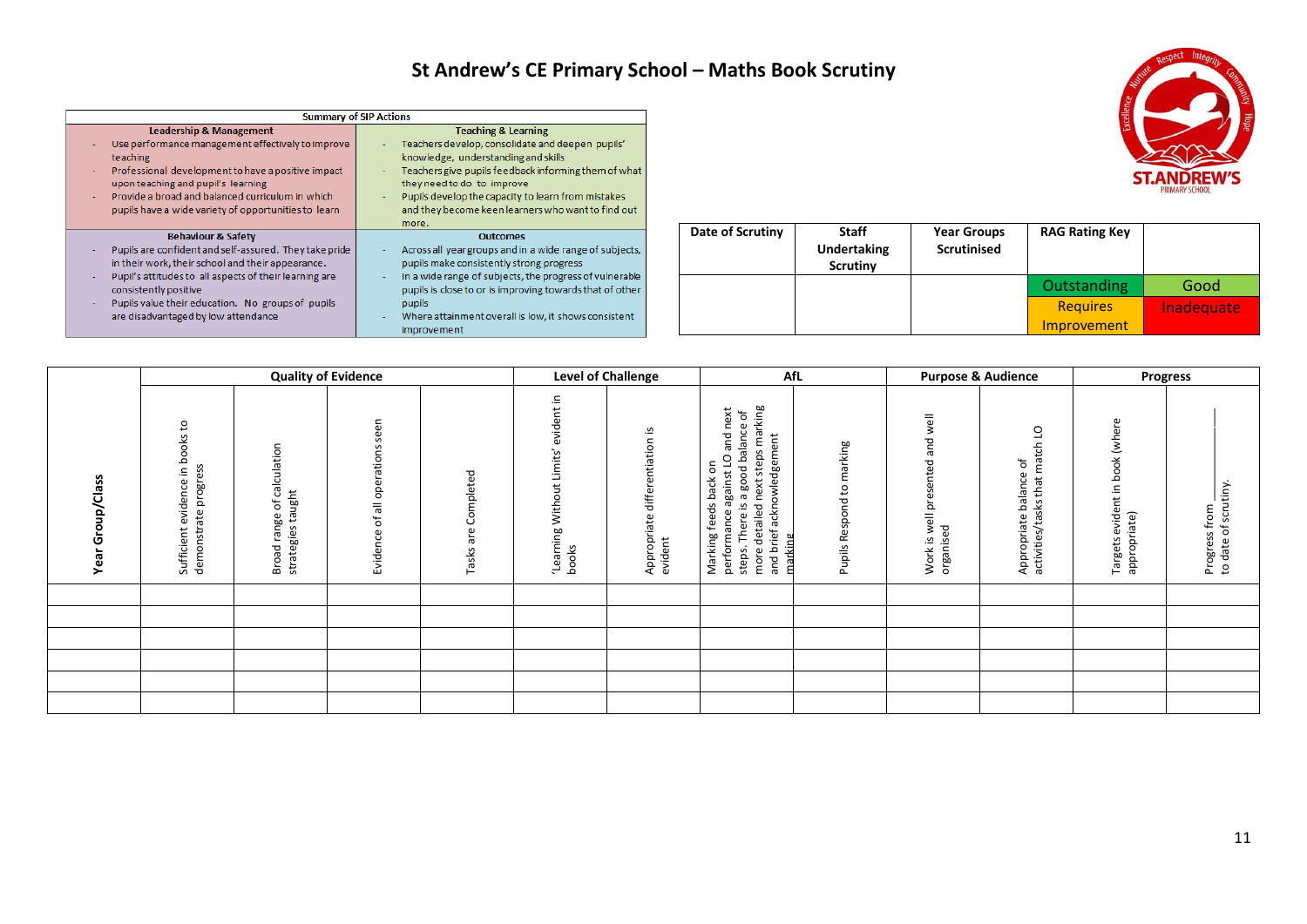# St Andrew's CE Primary School – Maths Book Scrutiny

| Summary of SIP Actions | |
|---|---|
| **Leadership & Management** | **Teaching & Learning** |
| - Use performance management effectively to improve teaching<br>- Professional development to have a positive impact upon teaching and pupil's learning<br>- Provide a broad and balanced curriculum in which pupils have a wide variety of opportunities to learn | - Teachers develop, consolidate and deepen pupils' knowledge, understanding and skills<br>- Teachers give pupils feedback informing them of what they need to do to improve<br>- Pupils develop the capacity to learn from mistakes and they become keen learners who want to find out more. |
| **Behaviour & Safety** | **Outcomes** |
| - Pupils are confident and self-assured. They take pride in their work, their school and their appearance.<br>- Pupil's attitudes to all aspects of their learning are consistently positive<br>- Pupils value their education. No groups of pupils are disadvantaged by low attendance | - Across all year groups and in a wide range of subjects, pupils make consistently strong progress<br>- In a wide range of subjects, the progress of vulnerable pupils is close to or is improving towards that of other pupils<br>- Where attainment overall is low, it shows consistent improvement |

| Date of Scrutiny | Staff Undertaking Scrutiny | Year Groups Scrutinised | RAG Rating Key | |
|---|---|---|---|---|
| | | | Outstanding | Good |
| | | | Requires Improvement | Inadequate |

| Year Group/Class | Quality of Evidence | | | | Level of Challenge | | AfL | | Purpose & Audience | | Progress | |
|---|---|---|---|---|---|---|---|---|---|---|---|---|
| | Sufficient evidence in books to demonstrate progress | Broad range of calculation strategies taught | Evidence of all operations seen | Tasks are Completed | 'Learning Without Limits' evident in books | Appropriate differentiation is evident | Marking feeds back on performance against LO and next steps. There is a good balance of more detailed next steps marking and brief acknowledgement marking | Pupils Respond to marking | Work is well presented and well organised | Appropriate balance of activities/tasks that match LO | Targets evident in book (where appropriate) | Progress from \_\_\_\_\_\_ to date of scrutiny. |
| | | | | | | | | | | | | |
| | | | | | | | | | | | | |
| | | | | | | | | | | | | |
| | | | | | | | | | | | | |
| | | | | | | | | | | | | |
| | | | | | | | | | | | | |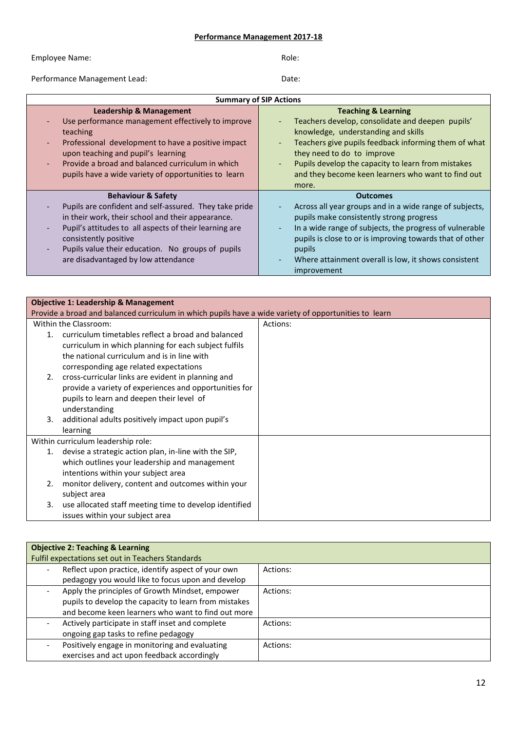**Performance Management 2017-18**

Employee Name: Role:

Performance Management Lead: Date:

| Summary of SIP Actions | |
|---|---|
| **Leadership & Management**<br>- Use performance management effectively to improve teaching<br>- Professional development to have a positive impact upon teaching and pupil's learning<br>- Provide a broad and balanced curriculum in which pupils have a wide variety of opportunities to learn | **Teaching & Learning**<br>- Teachers develop, consolidate and deepen pupils' knowledge, understanding and skills<br>- Teachers give pupils feedback informing them of what they need to do to improve<br>- Pupils develop the capacity to learn from mistakes and they become keen learners who want to find out more. |
| **Behaviour & Safety**<br>- Pupils are confident and self-assured. They take pride in their work, their school and their appearance.<br>- Pupil's attitudes to all aspects of their learning are consistently positive<br>- Pupils value their education. No groups of pupils are disadvantaged by low attendance | **Outcomes**<br>- Across all year groups and in a wide range of subjects, pupils make consistently strong progress<br>- In a wide range of subjects, the progress of vulnerable pupils is close to or is improving towards that of other pupils<br>- Where attainment overall is low, it shows consistent improvement |

| **Objective 1: Leadership & Management**<br>Provide a broad and balanced curriculum in which pupils have a wide variety of opportunities to learn | |
|---|---|
| Within the Classroom:<br>1. curriculum timetables reflect a broad and balanced curriculum in which planning for each subject fulfils the national curriculum and is in line with corresponding age related expectations<br>2. cross-curricular links are evident in planning and provide a variety of experiences and opportunities for pupils to learn and deepen their level of understanding<br>3. additional adults positively impact upon pupil's learning | Actions: |
| Within curriculum leadership role:<br>1. devise a strategic action plan, in-line with the SIP, which outlines your leadership and management intentions within your subject area<br>2. monitor delivery, content and outcomes within your subject area<br>3. use allocated staff meeting time to develop identified issues within your subject area | |

| **Objective 2: Teaching & Learning**<br>Fulfil expectations set out in Teachers Standards | |
|---|---|
| - Reflect upon practice, identify aspect of your own pedagogy you would like to focus upon and develop | Actions: |
| - Apply the principles of Growth Mindset, empower pupils to develop the capacity to learn from mistakes and become keen learners who want to find out more | Actions: |
| - Actively participate in staff inset and complete ongoing gap tasks to refine pedagogy | Actions: |
| - Positively engage in monitoring and evaluating exercises and act upon feedback accordingly | Actions: |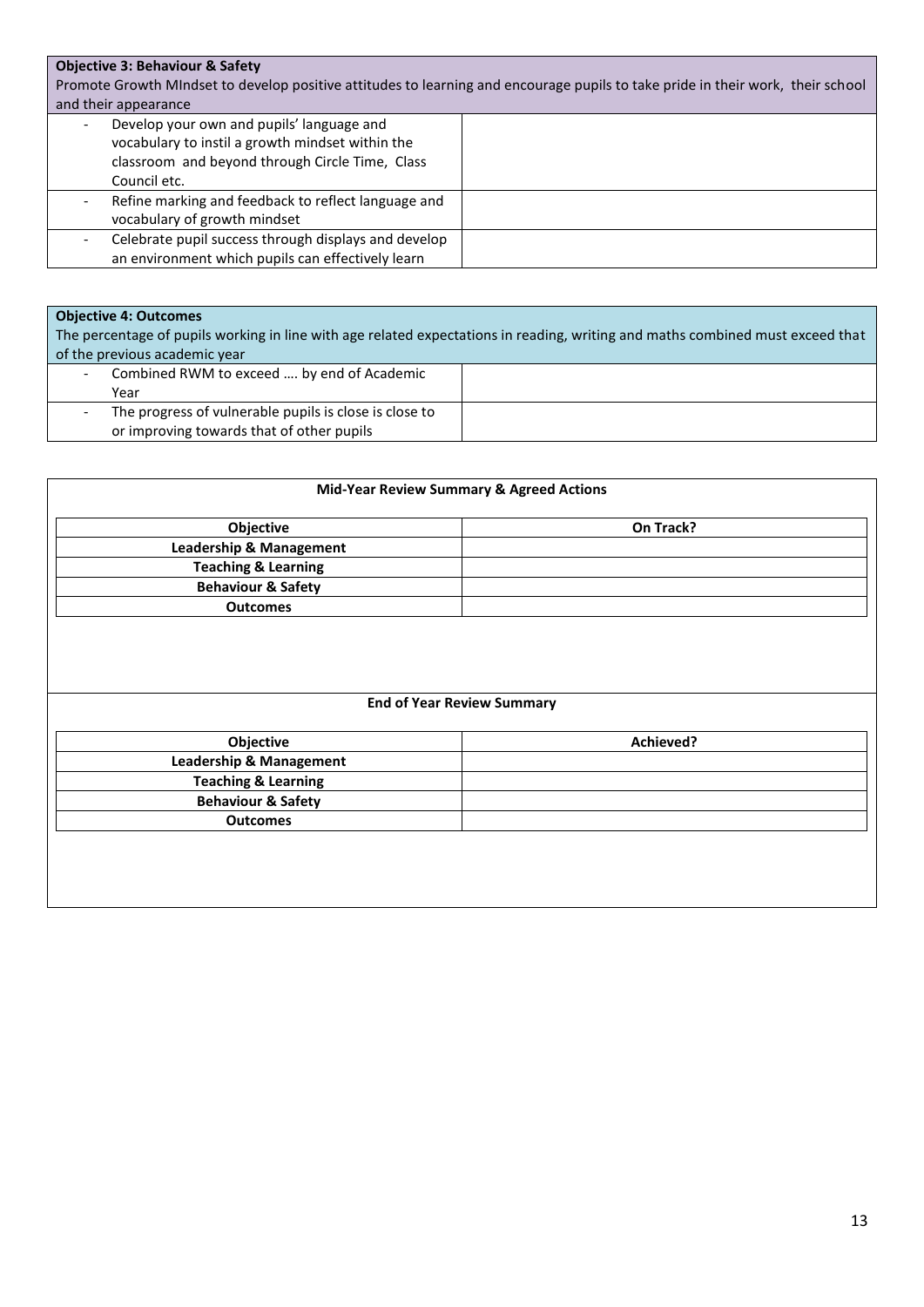| **Objective 3: Behaviour & Safety**<br>Promote Growth MIndset to develop positive attitudes to learning and encourage pupils to take pride in their work, their school and their appearance | |
|---|---|
| - Develop your own and pupils' language and vocabulary to instil a growth mindset within the classroom and beyond through Circle Time, Class Council etc. | |
| - Refine marking and feedback to reflect language and vocabulary of growth mindset | |
| - Celebrate pupil success through displays and develop an environment which pupils can effectively learn | |

| **Objective 4: Outcomes**<br>The percentage of pupils working in line with age related expectations in reading, writing and maths combined must exceed that of the previous academic year | |
|---|---|
| - Combined RWM to exceed …. by end of Academic Year | |
| - The progress of vulnerable pupils is close is close to or improving towards that of other pupils | |

**Mid-Year Review Summary & Agreed Actions**

| Objective | On Track? |
|---|---|
| **Leadership & Management** | |
| **Teaching & Learning** | |
| **Behaviour & Safety** | |
| **Outcomes** | |

**End of Year Review Summary**

| Objective | Achieved? |
|---|---|
| **Leadership & Management** | |
| **Teaching & Learning** | |
| **Behaviour & Safety** | |
| **Outcomes** | |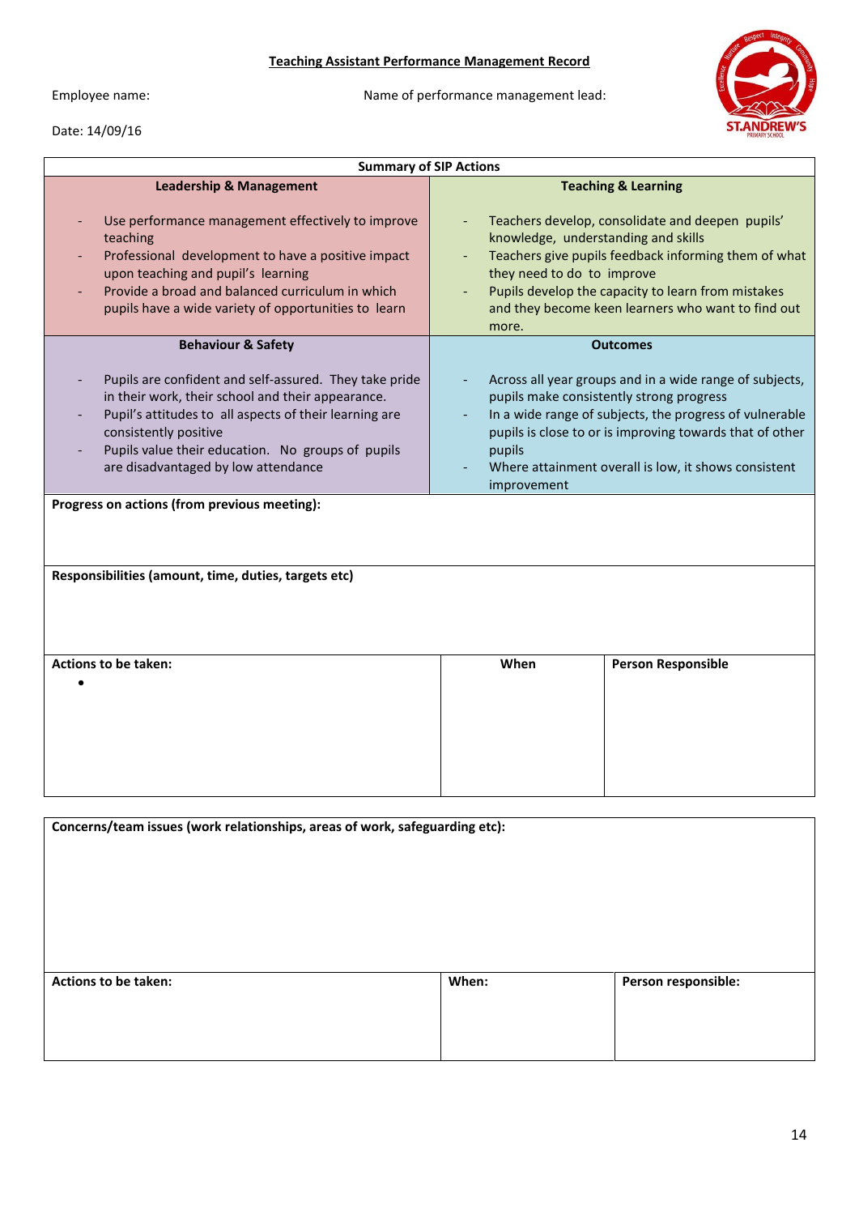**Teaching Assistant Performance Management Record**

Employee name: Name of performance management lead:

Date: 14/09/16

| Summary of SIP Actions | |
|---|---|
| **Leadership & Management**<br><br>- Use performance management effectively to improve teaching<br>- Professional development to have a positive impact upon teaching and pupil's learning<br>- Provide a broad and balanced curriculum in which pupils have a wide variety of opportunities to learn | **Teaching & Learning**<br><br>- Teachers develop, consolidate and deepen pupils' knowledge, understanding and skills<br>- Teachers give pupils feedback informing them of what they need to do to improve<br>- Pupils develop the capacity to learn from mistakes and they become keen learners who want to find out more. |
| **Behaviour & Safety**<br><br>- Pupils are confident and self-assured. They take pride in their work, their school and their appearance.<br>- Pupil's attitudes to all aspects of their learning are consistently positive<br>- Pupils value their education. No groups of pupils are disadvantaged by low attendance | **Outcomes**<br><br>- Across all year groups and in a wide range of subjects, pupils make consistently strong progress<br>- In a wide range of subjects, the progress of vulnerable pupils is close to or is improving towards that of other pupils<br>- Where attainment overall is low, it shows consistent improvement |

**Progress on actions (from previous meeting):**

**Responsibilities (amount, time, duties, targets etc)**

| Actions to be taken: | When | Person Responsible |
|---|---|---|
| • | | |

| Concerns/team issues (work relationships, areas of work, safeguarding etc): | | |
|---|---|---|
| | | |
| **Actions to be taken:** | **When:** | **Person responsible:** |
| | | |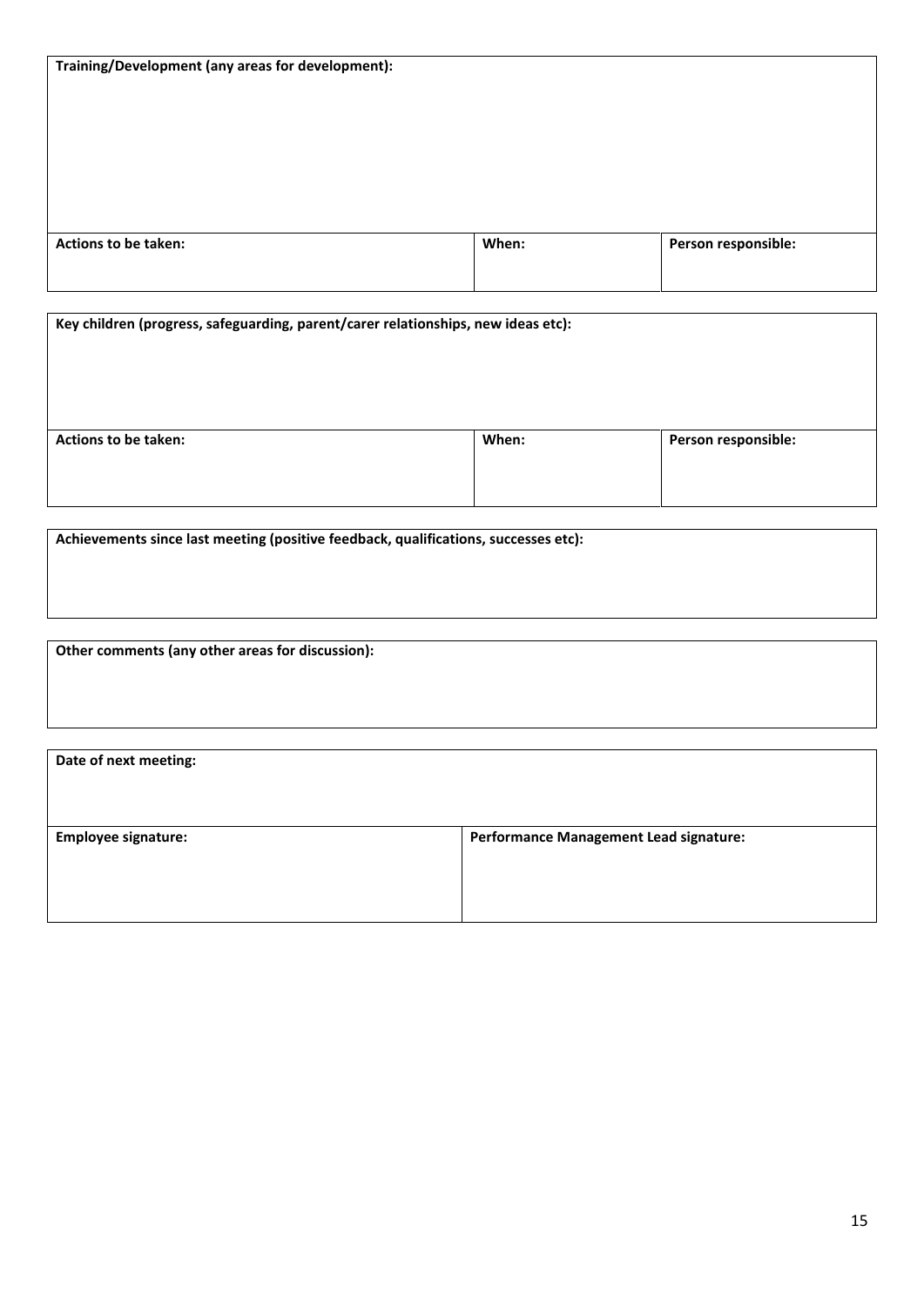| **Training/Development (any areas for development):** | | |
|---|---|---|
| **Actions to be taken:** | **When:** | **Person responsible:** |

| **Key children (progress, safeguarding, parent/carer relationships, new ideas etc):** | | |
|---|---|---|
| **Actions to be taken:** | **When:** | **Person responsible:** |

| **Achievements since last meeting (positive feedback, qualifications, successes etc):** |
|---|

| **Other comments (any other areas for discussion):** |
|---|

| **Date of next meeting:** | |
|---|---|
| **Employee signature:** | **Performance Management Lead signature:** |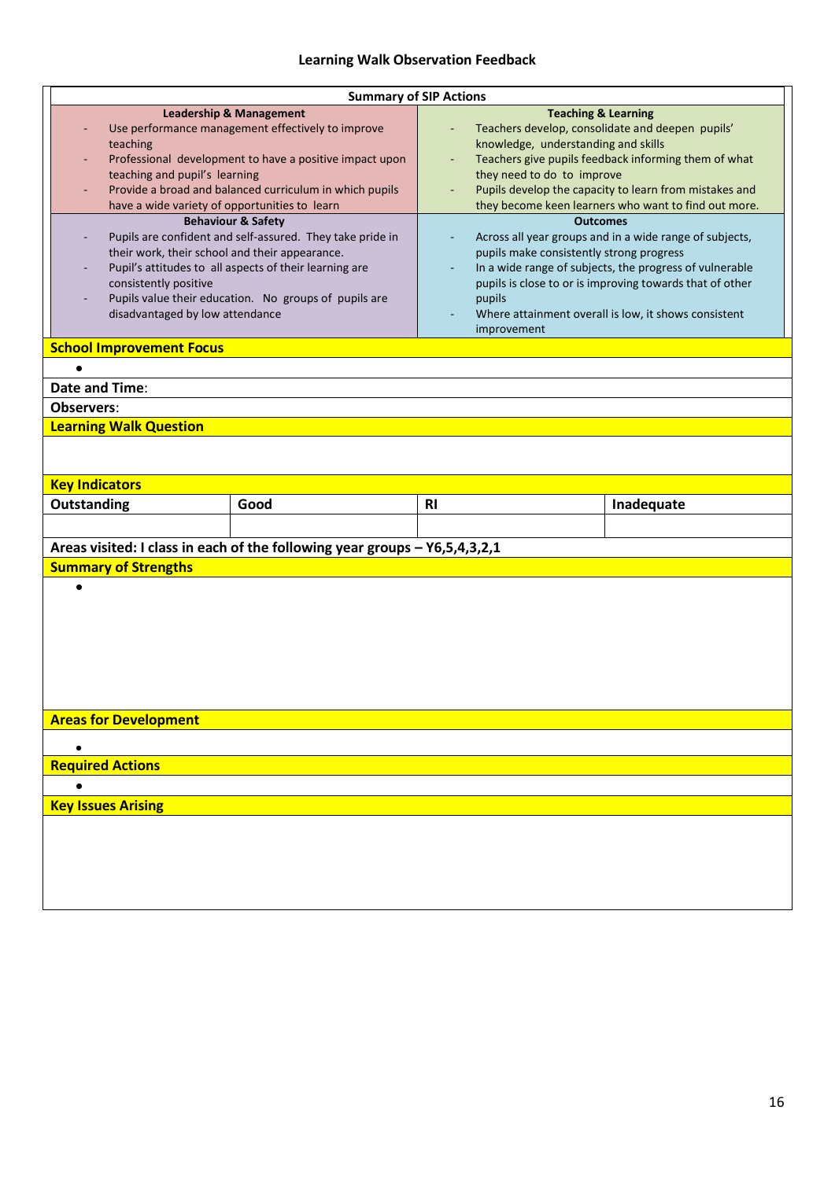# Learning Walk Observation Feedback

| Summary of SIP Actions | |
|---|---|
| **Leadership & Management**<br>- Use performance management effectively to improve teaching<br>- Professional development to have a positive impact upon teaching and pupil's learning<br>- Provide a broad and balanced curriculum in which pupils have a wide variety of opportunities to learn | **Teaching & Learning**<br>- Teachers develop, consolidate and deepen pupils' knowledge, understanding and skills<br>- Teachers give pupils feedback informing them of what they need to do to improve<br>- Pupils develop the capacity to learn from mistakes and they become keen learners who want to find out more. |
| **Behaviour & Safety**<br>- Pupils are confident and self-assured. They take pride in their work, their school and their appearance.<br>- Pupil's attitudes to all aspects of their learning are consistently positive<br>- Pupils value their education. No groups of pupils are disadvantaged by low attendance | **Outcomes**<br>- Across all year groups and in a wide range of subjects, pupils make consistently strong progress<br>- In a wide range of subjects, the progress of vulnerable pupils is close to or is improving towards that of other pupils<br>- Where attainment overall is low, it shows consistent improvement |

**School Improvement Focus**

-

**Date and Time**:

**Observers**:

**Learning Walk Question**

**Key Indicators**

| Outstanding | Good | RI | Inadequate |
|---|---|---|---|
| | | | |

**Areas visited: I class in each of the following year groups – Y6,5,4,3,2,1**

**Summary of Strengths**

-

**Areas for Development**

-

**Required Actions**

-

**Key Issues Arising**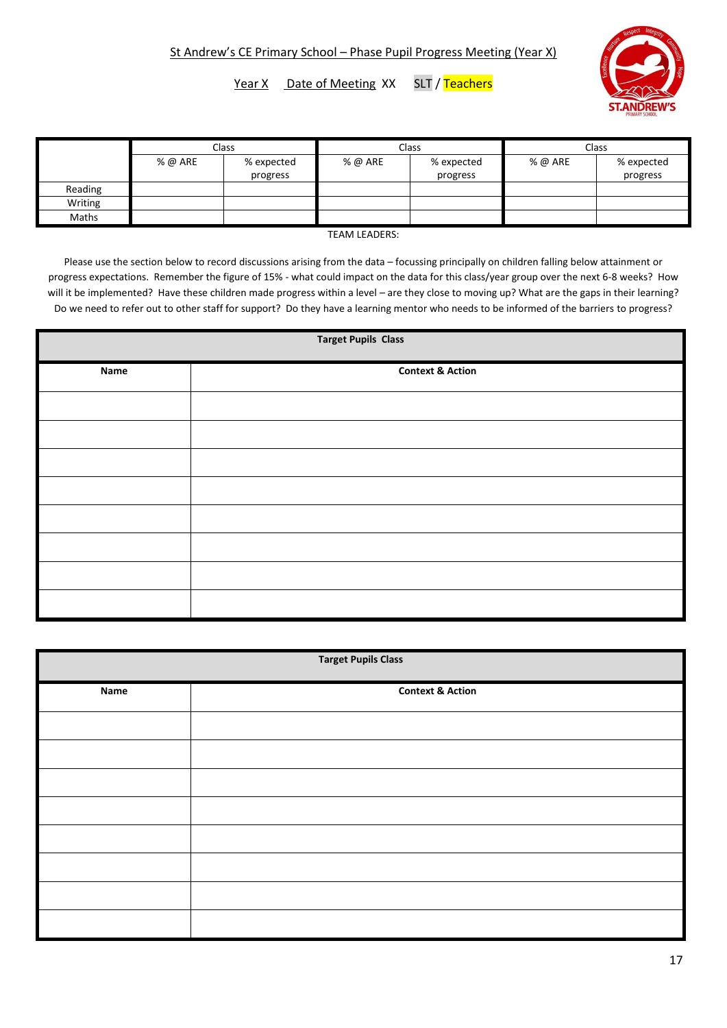St Andrew's CE Primary School – Phase Pupil Progress Meeting (Year X)

Year X  Date of Meeting XX  SLT / Teachers

| | Class | | Class | | Class | |
|---|---|---|---|---|---|---|
| | % @ ARE | % expected progress | % @ ARE | % expected progress | % @ ARE | % expected progress |
| Reading | | | | | | |
| Writing | | | | | | |
| Maths | | | | | | |

TEAM LEADERS:

Please use the section below to record discussions arising from the data – focussing principally on children falling below attainment or progress expectations. Remember the figure of 15% - what could impact on the data for this class/year group over the next 6-8 weeks? How will it be implemented? Have these children made progress within a level – are they close to moving up? What are the gaps in their learning? Do we need to refer out to other staff for support? Do they have a learning mentor who needs to be informed of the barriers to progress?

| **Target Pupils Class** | |
|---|---|
| **Name** | **Context & Action** |
| | |
| | |
| | |
| | |
| | |
| | |
| | |
| | |

| **Target Pupils Class** | |
|---|---|
| **Name** | **Context & Action** |
| | |
| | |
| | |
| | |
| | |
| | |
| | |
| | |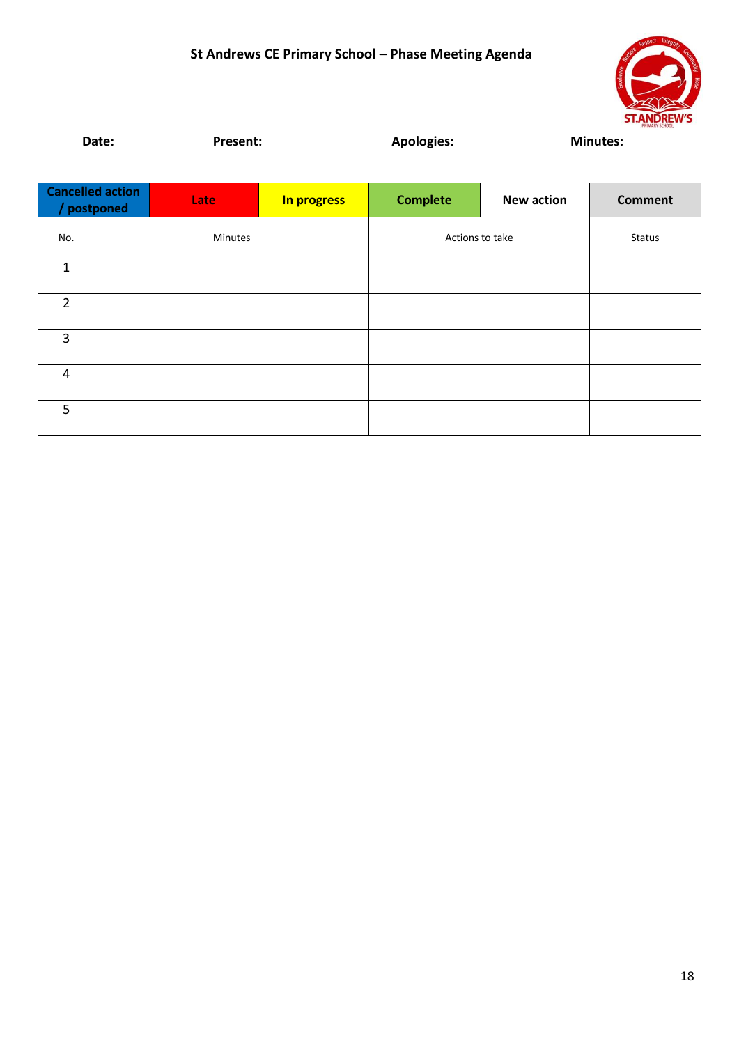**St Andrews CE Primary School – Phase Meeting Agenda**

**Date:** **Present:** **Apologies:** **Minutes:**

| Cancelled action / postponed | Late | In progress | Complete | New action | Comment |
|---|---|---|---|---|---|

| No. | Minutes | Actions to take | Status |
|---|---|---|---|
| 1 | | | |
| 2 | | | |
| 3 | | | |
| 4 | | | |
| 5 | | | |